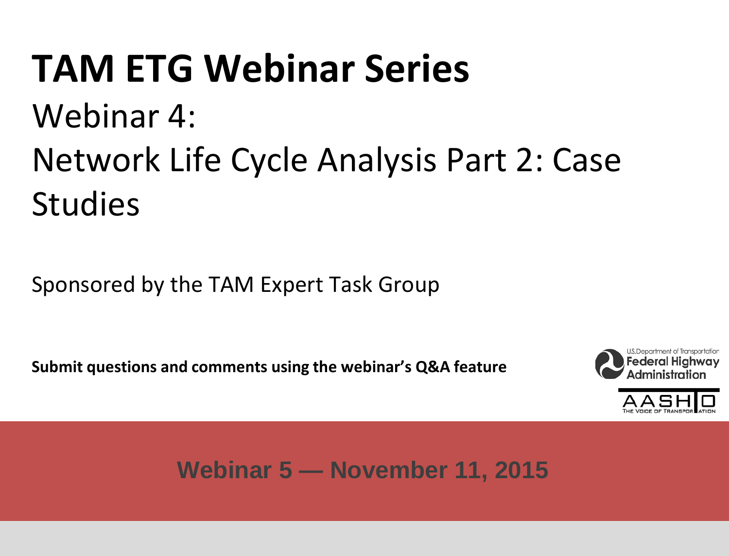# TAM ETG Webinar Series

## Webinar 4:

## Network Life Cycle Analysis Part 2: Case Studies

Sponsored by the TAM Expert Task Group

**Submit questions and comments using the webinar's Q&A feature**

U.S. Department of Transportation
Federal Highway Administration

AASHTO
THE VOICE OF TRANSPORTATION

**Webinar 5 — November 11, 2015**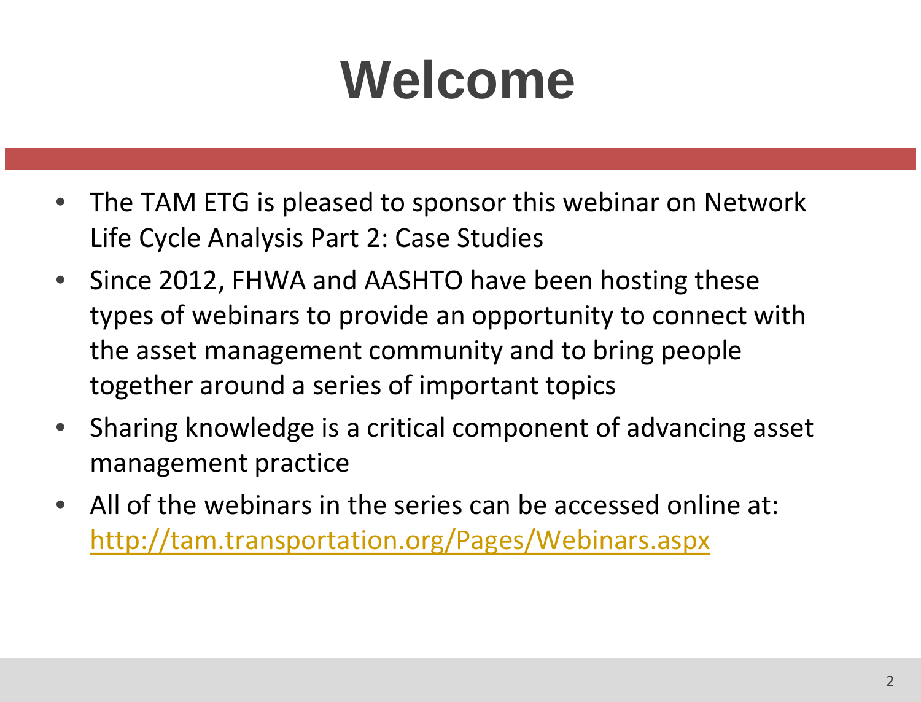# Welcome

- The TAM ETG is pleased to sponsor this webinar on Network Life Cycle Analysis Part 2: Case Studies
- Since 2012, FHWA and AASHTO have been hosting these types of webinars to provide an opportunity to connect with the asset management community and to bring people together around a series of important topics
- Sharing knowledge is a critical component of advancing asset management practice
- All of the webinars in the series can be accessed online at: [http://tam.transportation.org/Pages/Webinars.aspx](http://tam.transportation.org/Pages/Webinars.aspx)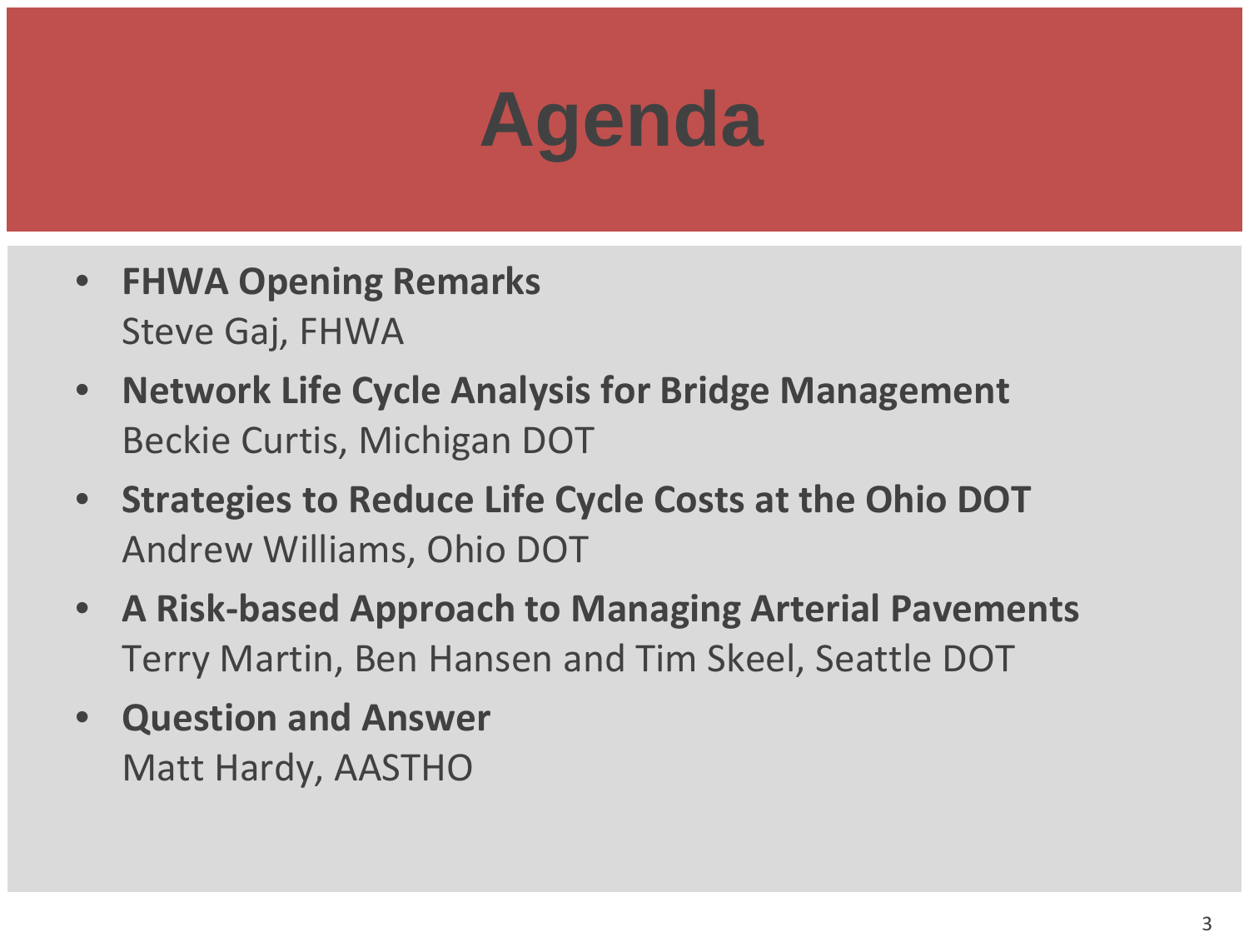# Agenda

- **FHWA Opening Remarks**
  Steve Gaj, FHWA
- **Network Life Cycle Analysis for Bridge Management**
  Beckie Curtis, Michigan DOT
- **Strategies to Reduce Life Cycle Costs at the Ohio DOT**
  Andrew Williams, Ohio DOT
- **A Risk-based Approach to Managing Arterial Pavements**
  Terry Martin, Ben Hansen and Tim Skeel, Seattle DOT
- **Question and Answer**
  Matt Hardy, AASTHO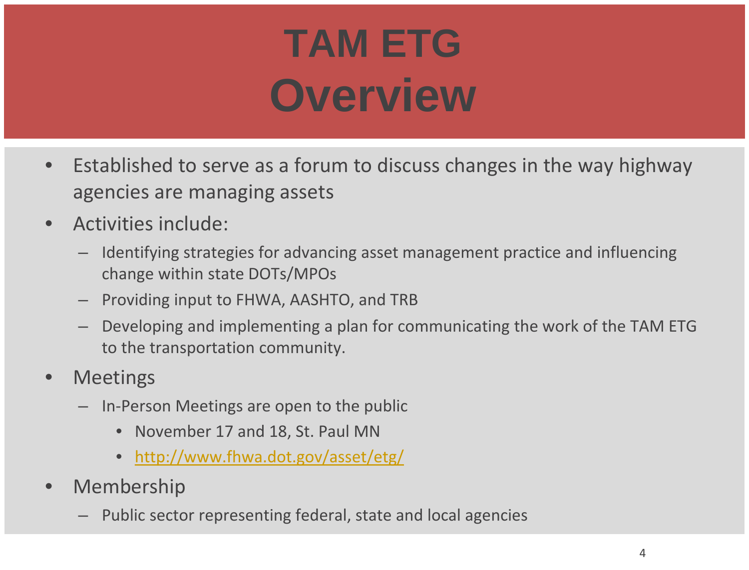# TAM ETG Overview

- Established to serve as a forum to discuss changes in the way highway agencies are managing assets
- Activities include:
  - Identifying strategies for advancing asset management practice and influencing change within state DOTs/MPOs
  - Providing input to FHWA, AASHTO, and TRB
  - Developing and implementing a plan for communicating the work of the TAM ETG to the transportation community.
- Meetings
  - In-Person Meetings are open to the public
    - November 17 and 18, St. Paul MN
    - http://www.fhwa.dot.gov/asset/etg/
- Membership
  - Public sector representing federal, state and local agencies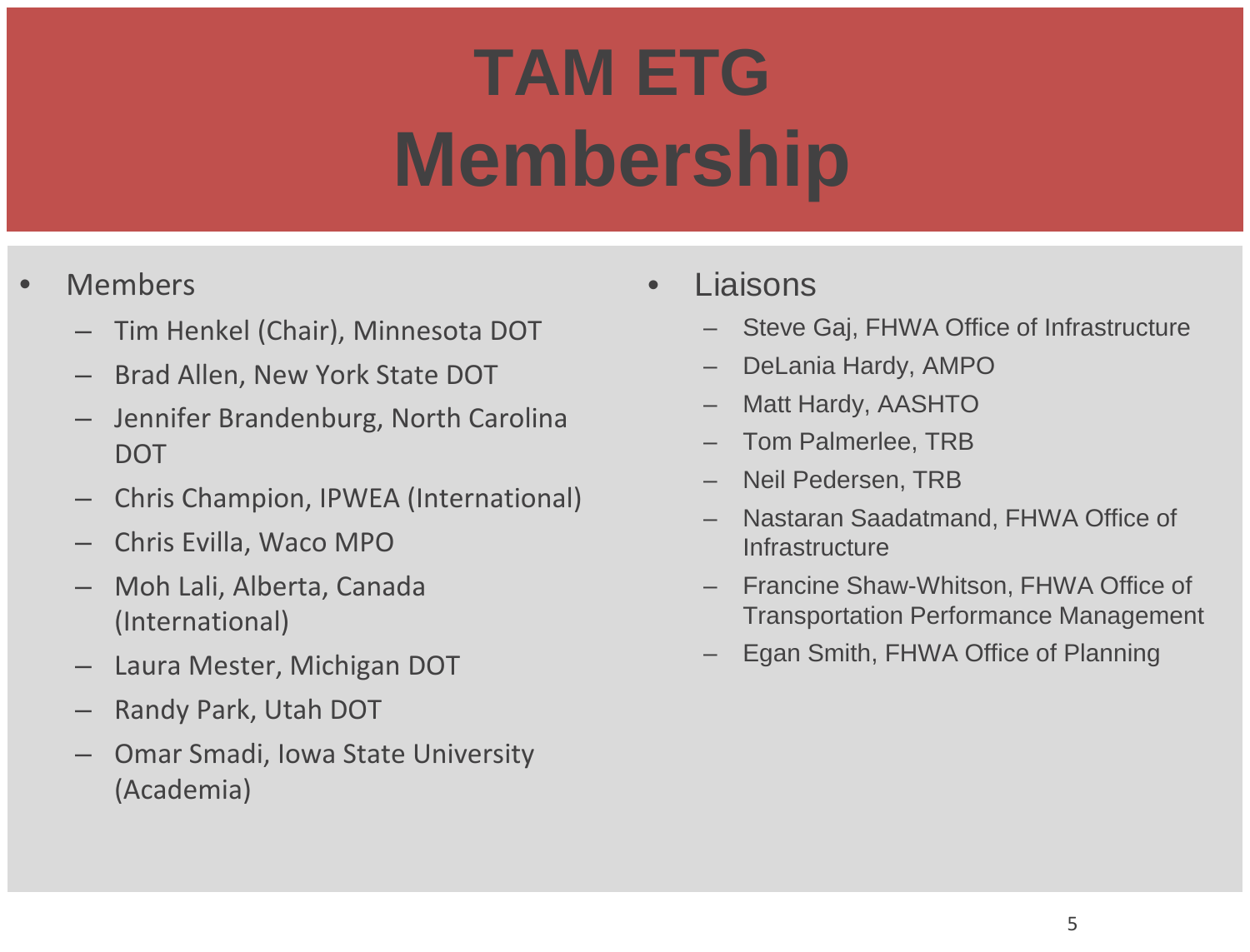# TAM ETG Membership

- Members
  - Tim Henkel (Chair), Minnesota DOT
  - Brad Allen, New York State DOT
  - Jennifer Brandenburg, North Carolina DOT
  - Chris Champion, IPWEA (International)
  - Chris Evilla, Waco MPO
  - Moh Lali, Alberta, Canada (International)
  - Laura Mester, Michigan DOT
  - Randy Park, Utah DOT
  - Omar Smadi, Iowa State University (Academia)

- Liaisons
  - Steve Gaj, FHWA Office of Infrastructure
  - DeLania Hardy, AMPO
  - Matt Hardy, AASHTO
  - Tom Palmerlee, TRB
  - Neil Pedersen, TRB
  - Nastaran Saadatmand, FHWA Office of Infrastructure
  - Francine Shaw-Whitson, FHWA Office of Transportation Performance Management
  - Egan Smith, FHWA Office of Planning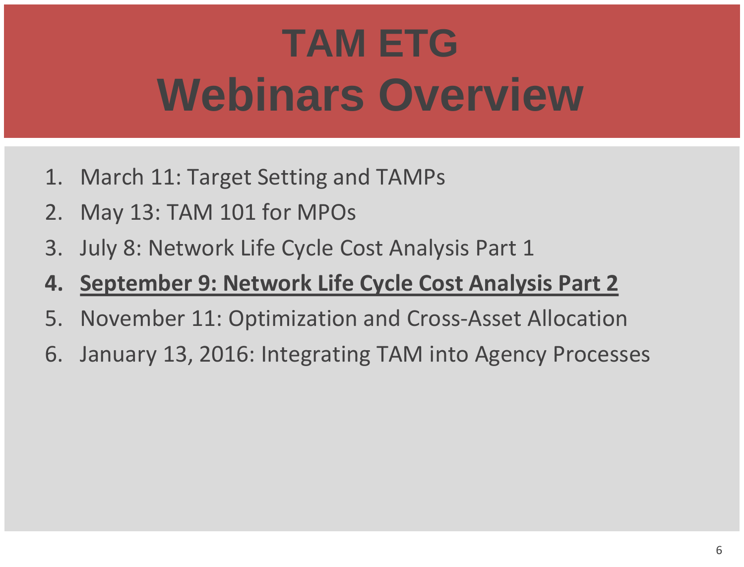# TAM ETG
# Webinars Overview

1. March 11: Target Setting and TAMPs
2. May 13: TAM 101 for MPOs
3. July 8: Network Life Cycle Cost Analysis Part 1
4. **<u>September 9: Network Life Cycle Cost Analysis Part 2</u>**
5. November 11: Optimization and Cross-Asset Allocation
6. January 13, 2016: Integrating TAM into Agency Processes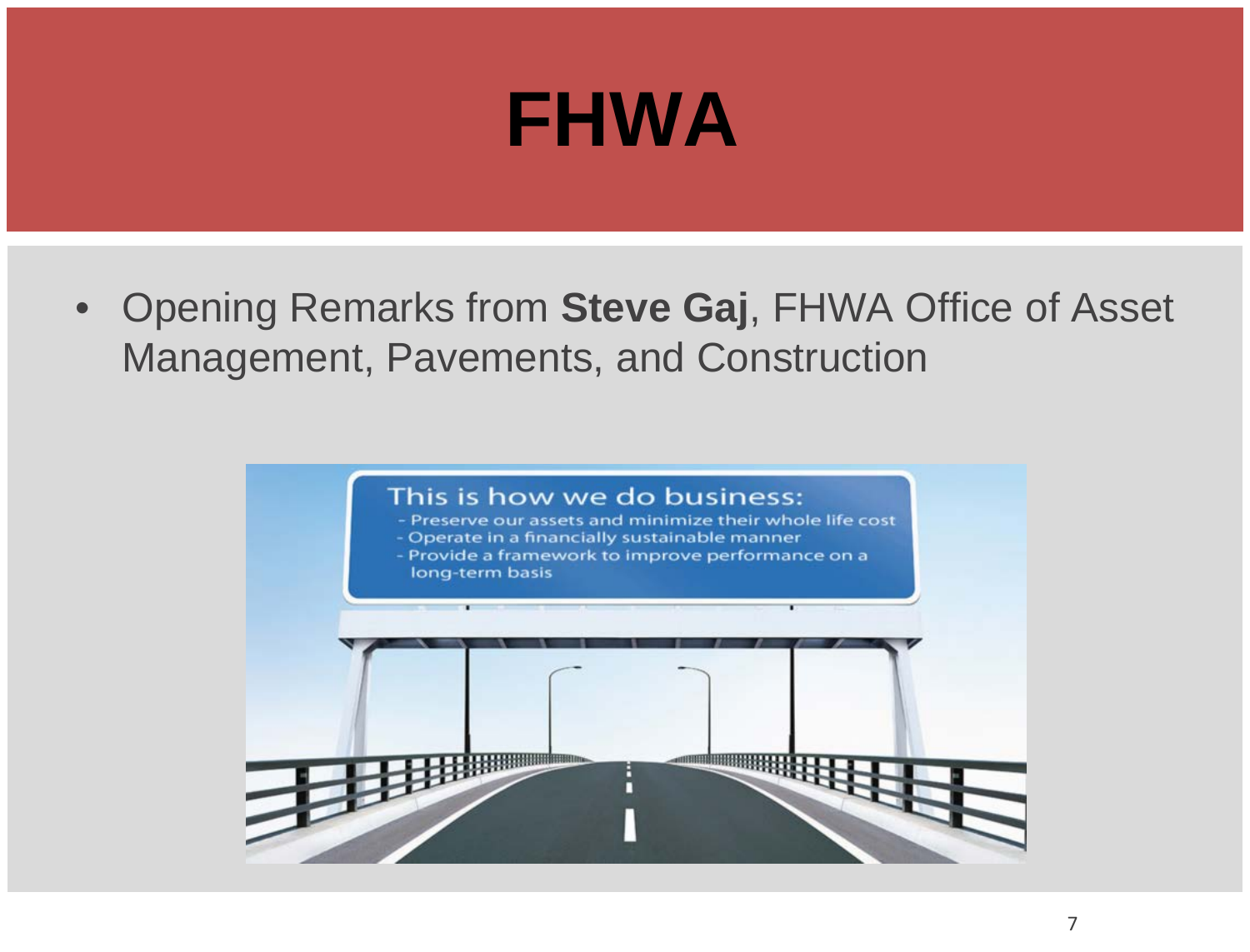# FHWA

- Opening Remarks from **Steve Gaj**, FHWA Office of Asset Management, Pavements, and Construction

This is how we do business:
- Preserve our assets and minimize their whole life cost
- Operate in a financially sustainable manner
- Provide a framework to improve performance on a long-term basis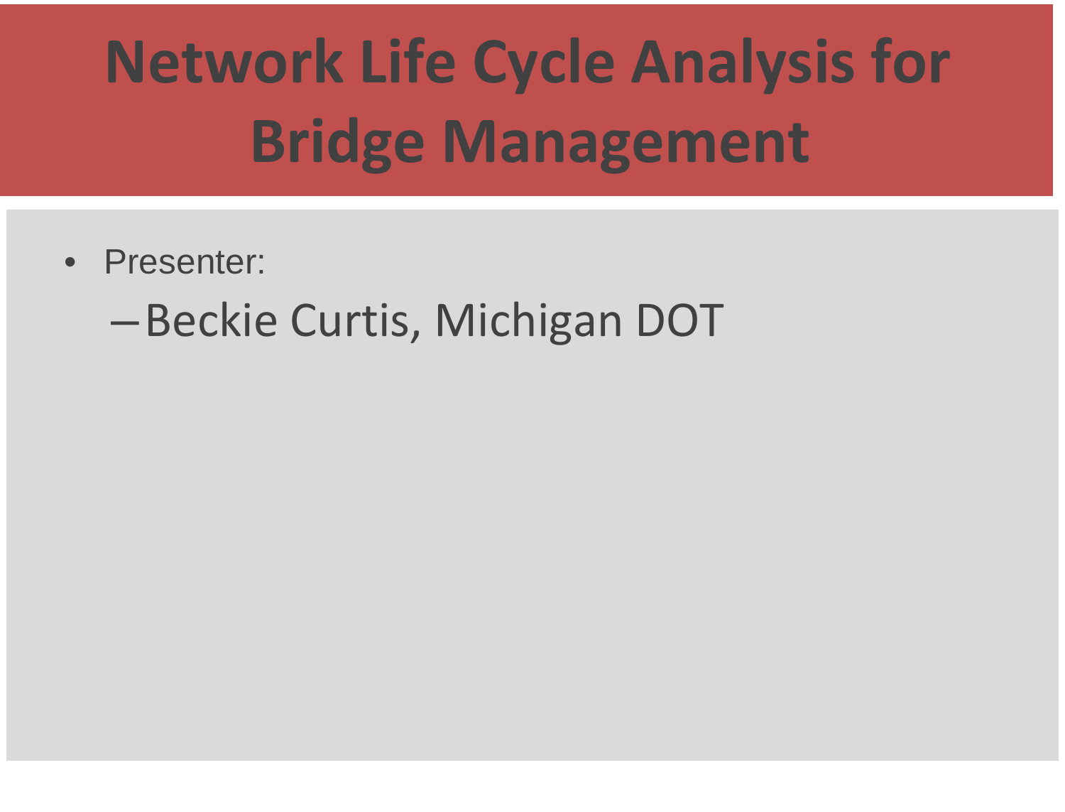# Network Life Cycle Analysis for Bridge Management

- Presenter:
  - Beckie Curtis, Michigan DOT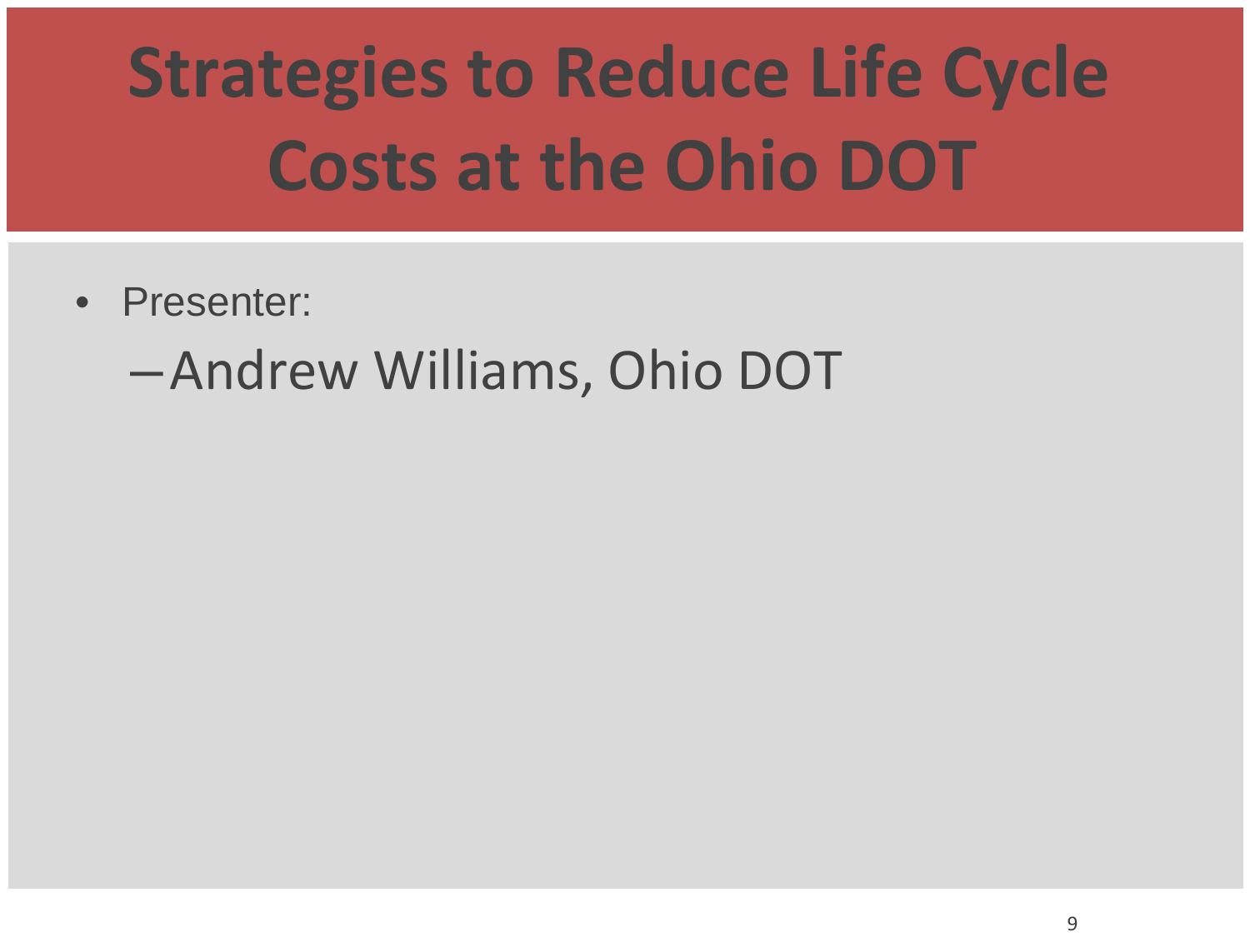# Strategies to Reduce Life Cycle Costs at the Ohio DOT

- Presenter:
  - Andrew Williams, Ohio DOT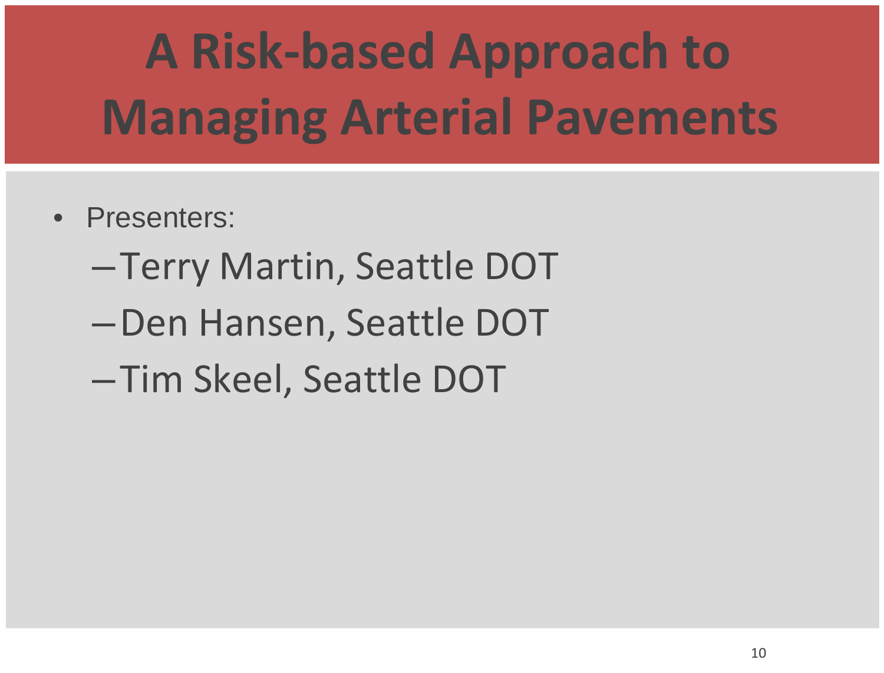# A Risk-based Approach to Managing Arterial Pavements

- Presenters:
  - Terry Martin, Seattle DOT
  - Den Hansen, Seattle DOT
  - Tim Skeel, Seattle DOT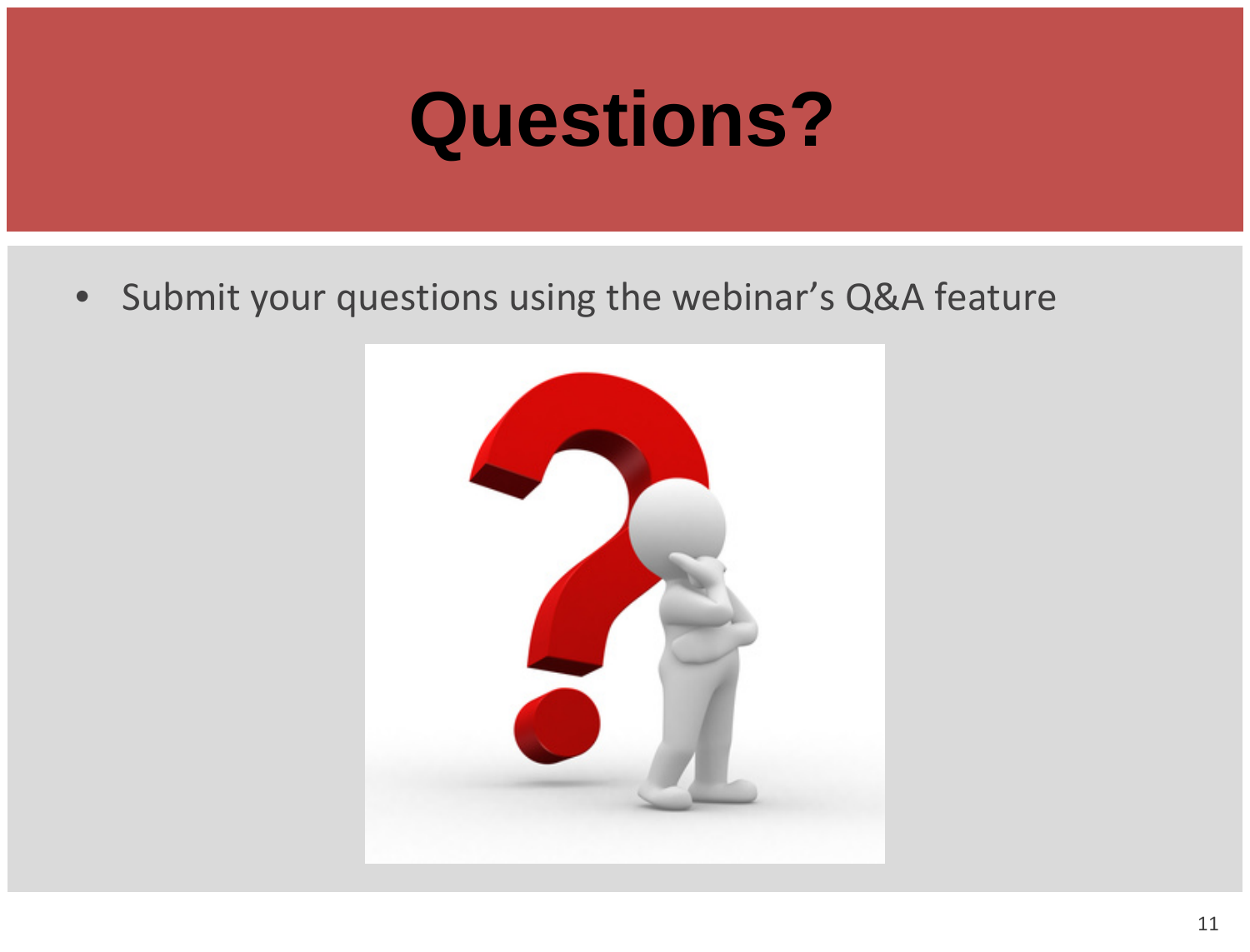# Questions?

- Submit your questions using the webinar's Q&A feature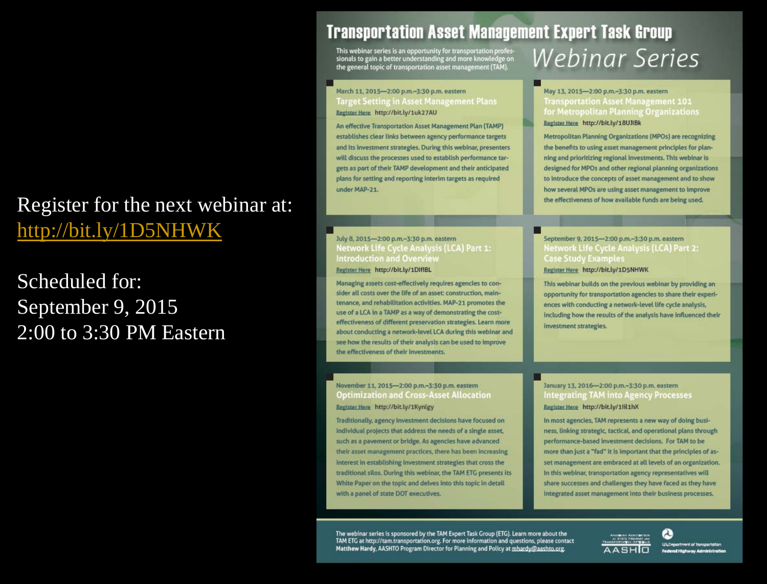Register for the next webinar at:
http://bit.ly/1D5NHWK

Scheduled for:
September 9, 2015
2:00 to 3:30 PM Eastern

# Transportation Asset Management Expert Task Group Webinar Series

This webinar series is an opportunity for transportation professionals to gain a better understanding and more knowledge on the general topic of transportation asset management (TAM).

March 11, 2015—2:00 p.m.–3:30 p.m. eastern

## Target Setting in Asset Management Plans

Register Here http://bit.ly/1uk27AU

An effective Transportation Asset Management Plan (TAMP) establishes clear links between agency performance targets and its investment strategies. During this webinar, presenters will discuss the processes used to establish performance targets as part of their TAMP development and their anticipated plans for setting and reporting interim targets as required under MAP-21.

May 13, 2015—2:00 p.m.–3:30 p.m. eastern

## Transportation Asset Management 101 for Metropolitan Planning Organizations

Register Here http://bit.ly/18UJlBk

Metropolitan Planning Organizations (MPOs) are recognizing the benefits to using asset management principles for planning and prioritizing regional investments. This webinar is designed for MPOs and other regional planning organizations to introduce the concepts of asset management and to show how several MPOs are using asset management to improve the effectiveness of how available funds are being used.

July 8, 2015—2:00 p.m.–3:30 p.m. eastern

## Network Life Cycle Analysis (LCA) Part 1: Introduction and Overview

Register Here http://bit.ly/1DIfIBL

Managing assets cost-effectively requires agencies to consider all costs over the life of an asset: construction, maintenance, and rehabilitation activities. MAP-21 promotes the use of a LCA in a TAMP as a way of demonstrating the cost-effectiveness of different preservation strategies. Learn more about conducting a network-level LCA during this webinar and see how the results of their analysis can be used to improve the effectiveness of their investments.

September 9, 2015—2:00 p.m.–3:30 p.m. eastern

## Network Life Cycle Analysis (LCA) Part 2: Case Study Examples

Register Here http://bit.ly/1D5NHWK

This webinar builds on the previous webinar by providing an opportunity for transportation agencies to share their experiences with conducting a network-level life cycle analysis, including how the results of the analysis have influenced their investment strategies.

November 11, 2015—2:00 p.m.–3:30 p.m. eastern

## Optimization and Cross-Asset Allocation

Register Here http://bit.ly/1Kynlgy

Traditionally, agency investment decisions have focused on individual projects that address the needs of a single asset, such as a pavement or bridge. As agencies have advanced their asset management practices, there has been increasing interest in establishing investment strategies that cross the traditional silos. During this webinar, the TAM ETG presents its White Paper on the topic and delves into this topic in detail with a panel of state DOT executives.

January 13, 2016—2:00 p.m.–3:30 p.m. eastern

## Integrating TAM into Agency Processes

Register Here http://bit.ly/1lil1hX

In most agencies, TAM represents a new way of doing business, linking strategic, tactical, and operational plans through performance-based investment decisions. For TAM to be more than just a "fad" it is important that the principles of asset management are embraced at all levels of an organization. In this webinar, transportation agency representatives will share successes and challenges they have faced as they have integrated asset management into their business processes.

The webinar series is sponsored by the TAM Expert Task Group (ETG). Learn more about the TAM ETG at http://tam.transportation.org. For more information and questions, please contact Matthew Hardy, AASHTO Program Director for Planning and Policy at mhardy@aashto.org.

American Association of State Highway and Transportation Officials AASHTO

U.S. Department of Transportation Federal Highway Administration